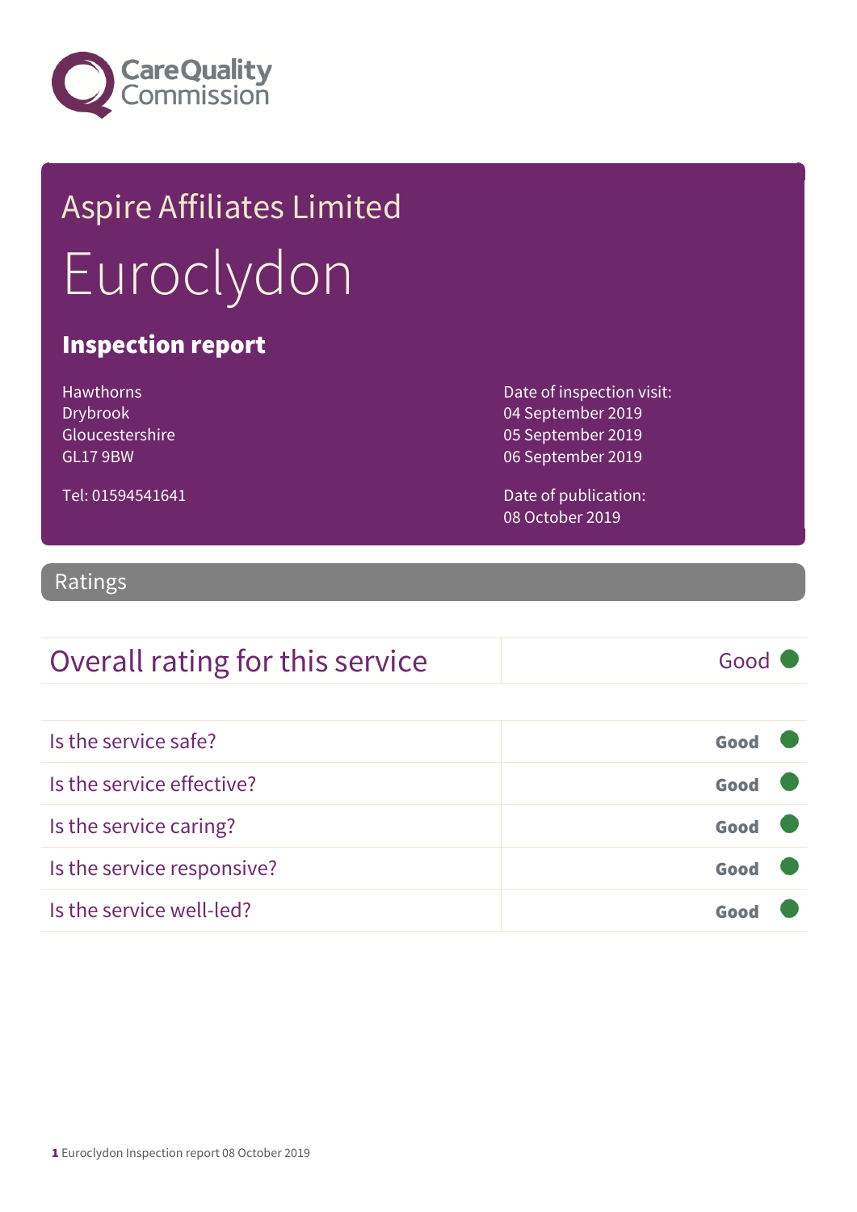Care Quality Commission

# Aspire Affiliates Limited

# Euroclydon

## Inspection report

Hawthorns
Drybrook
Gloucestershire
GL17 9BW

Tel: 01594541641

Date of inspection visit:
04 September 2019
05 September 2019
06 September 2019

Date of publication:
08 October 2019

## Ratings

| Overall rating for this service | Good |
|---|---|

| | |
|---|---|
| Is the service safe? | **Good** |
| Is the service effective? | **Good** |
| Is the service caring? | **Good** |
| Is the service responsive? | **Good** |
| Is the service well-led? | **Good** |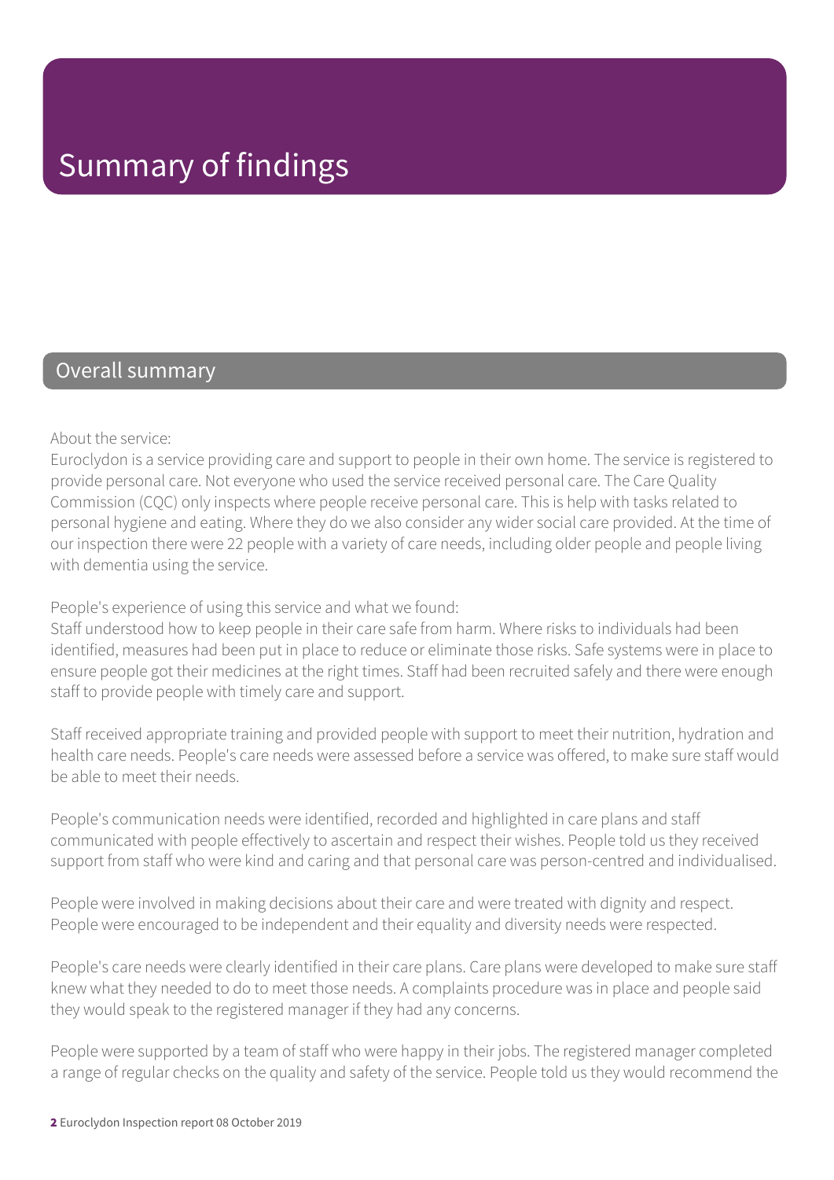# Summary of findings

## Overall summary

About the service:
Euroclydon is a service providing care and support to people in their own home. The service is registered to provide personal care. Not everyone who used the service received personal care. The Care Quality Commission (CQC) only inspects where people receive personal care. This is help with tasks related to personal hygiene and eating. Where they do we also consider any wider social care provided. At the time of our inspection there were 22 people with a variety of care needs, including older people and people living with dementia using the service.

People's experience of using this service and what we found:
Staff understood how to keep people in their care safe from harm. Where risks to individuals had been identified, measures had been put in place to reduce or eliminate those risks. Safe systems were in place to ensure people got their medicines at the right times. Staff had been recruited safely and there were enough staff to provide people with timely care and support.

Staff received appropriate training and provided people with support to meet their nutrition, hydration and health care needs. People's care needs were assessed before a service was offered, to make sure staff would be able to meet their needs.

People's communication needs were identified, recorded and highlighted in care plans and staff communicated with people effectively to ascertain and respect their wishes. People told us they received support from staff who were kind and caring and that personal care was person-centred and individualised.

People were involved in making decisions about their care and were treated with dignity and respect. People were encouraged to be independent and their equality and diversity needs were respected.

People's care needs were clearly identified in their care plans. Care plans were developed to make sure staff knew what they needed to do to meet those needs. A complaints procedure was in place and people said they would speak to the registered manager if they had any concerns.

People were supported by a team of staff who were happy in their jobs. The registered manager completed a range of regular checks on the quality and safety of the service. People told us they would recommend the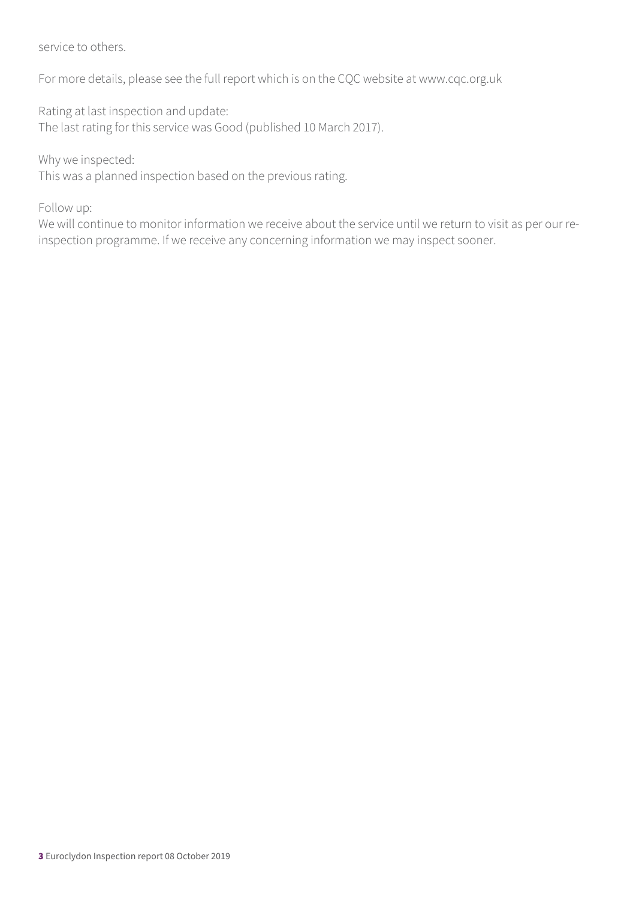service to others.

For more details, please see the full report which is on the CQC website at www.cqc.org.uk

Rating at last inspection and update:
The last rating for this service was Good (published 10 March 2017).

Why we inspected:
This was a planned inspection based on the previous rating.

Follow up:
We will continue to monitor information we receive about the service until we return to visit as per our re-inspection programme. If we receive any concerning information we may inspect sooner.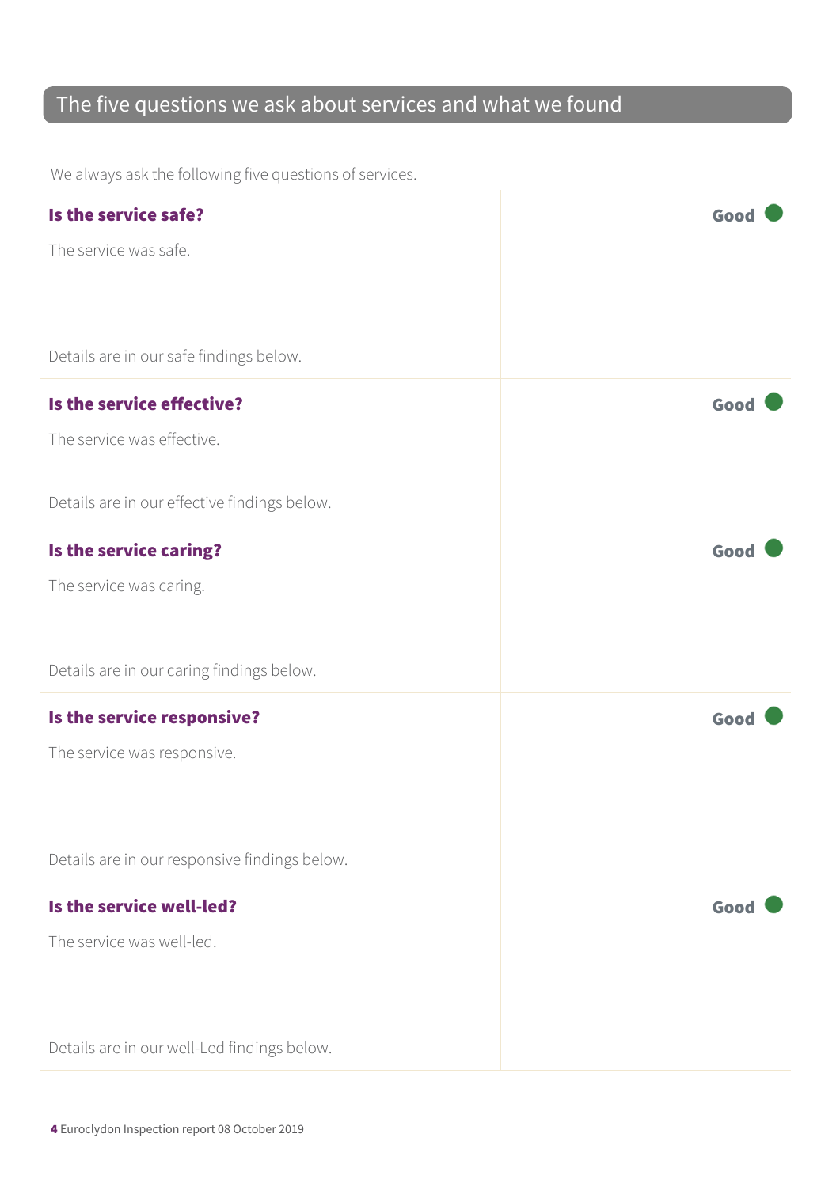## The five questions we ask about services and what we found

We always ask the following five questions of services.

### Is the service safe?

**Good**

The service was safe.

Details are in our safe findings below.

### Is the service effective?

**Good**

The service was effective.

Details are in our effective findings below.

### Is the service caring?

**Good**

The service was caring.

Details are in our caring findings below.

### Is the service responsive?

**Good**

The service was responsive.

Details are in our responsive findings below.

### Is the service well-led?

**Good**

The service was well-led.

Details are in our well-Led findings below.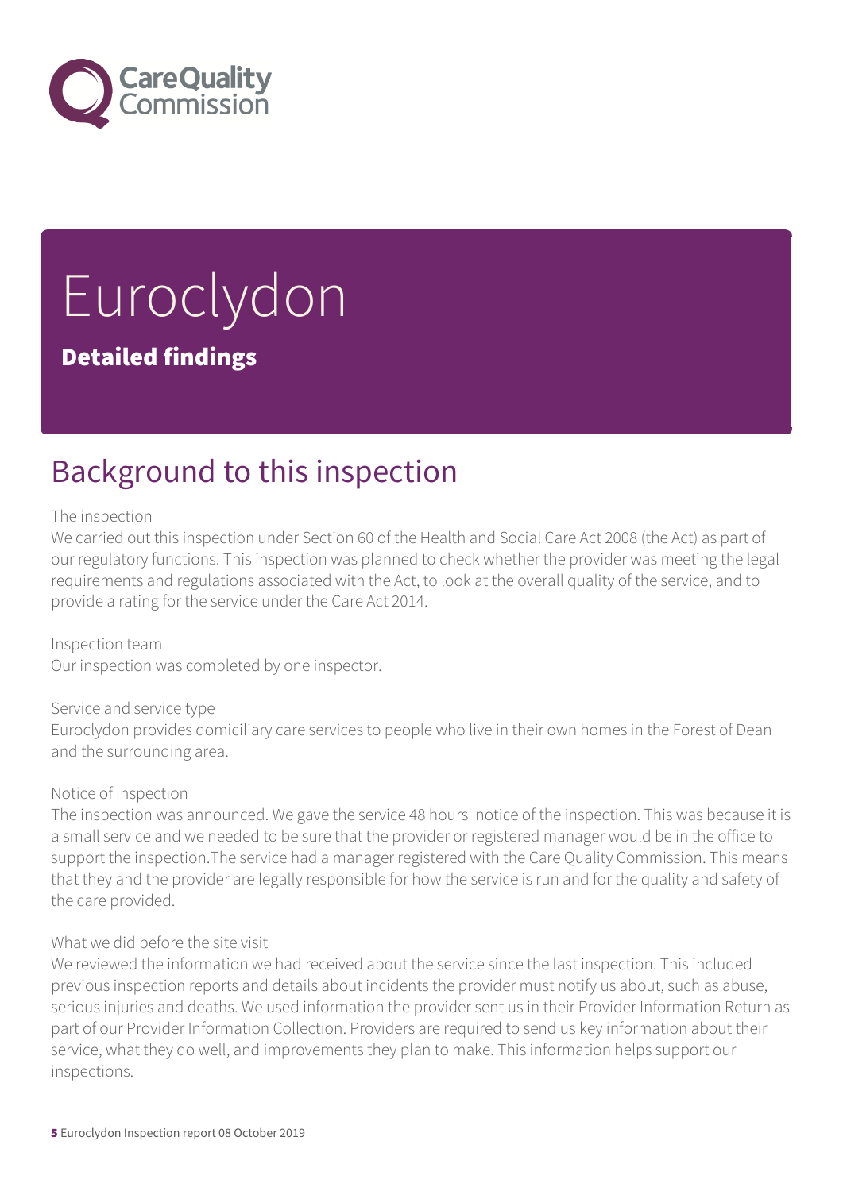# Euroclydon

**Detailed findings**

## Background to this inspection

The inspection
We carried out this inspection under Section 60 of the Health and Social Care Act 2008 (the Act) as part of our regulatory functions. This inspection was planned to check whether the provider was meeting the legal requirements and regulations associated with the Act, to look at the overall quality of the service, and to provide a rating for the service under the Care Act 2014.

Inspection team
Our inspection was completed by one inspector.

Service and service type
Euroclydon provides domiciliary care services to people who live in their own homes in the Forest of Dean and the surrounding area.

Notice of inspection
The inspection was announced. We gave the service 48 hours' notice of the inspection. This was because it is a small service and we needed to be sure that the provider or registered manager would be in the office to support the inspection.The service had a manager registered with the Care Quality Commission. This means that they and the provider are legally responsible for how the service is run and for the quality and safety of the care provided.

What we did before the site visit
We reviewed the information we had received about the service since the last inspection. This included previous inspection reports and details about incidents the provider must notify us about, such as abuse, serious injuries and deaths. We used information the provider sent us in their Provider Information Return as part of our Provider Information Collection. Providers are required to send us key information about their service, what they do well, and improvements they plan to make. This information helps support our inspections.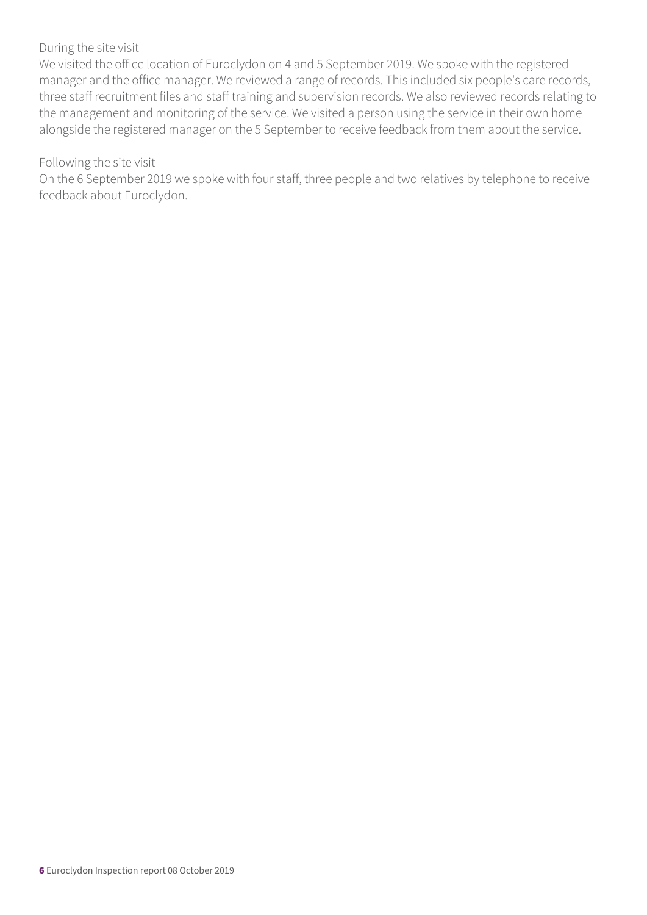During the site visit

We visited the office location of Euroclydon on 4 and 5 September 2019. We spoke with the registered manager and the office manager. We reviewed a range of records. This included six people's care records, three staff recruitment files and staff training and supervision records. We also reviewed records relating to the management and monitoring of the service. We visited a person using the service in their own home alongside the registered manager on the 5 September to receive feedback from them about the service.

Following the site visit

On the 6 September 2019 we spoke with four staff, three people and two relatives by telephone to receive feedback about Euroclydon.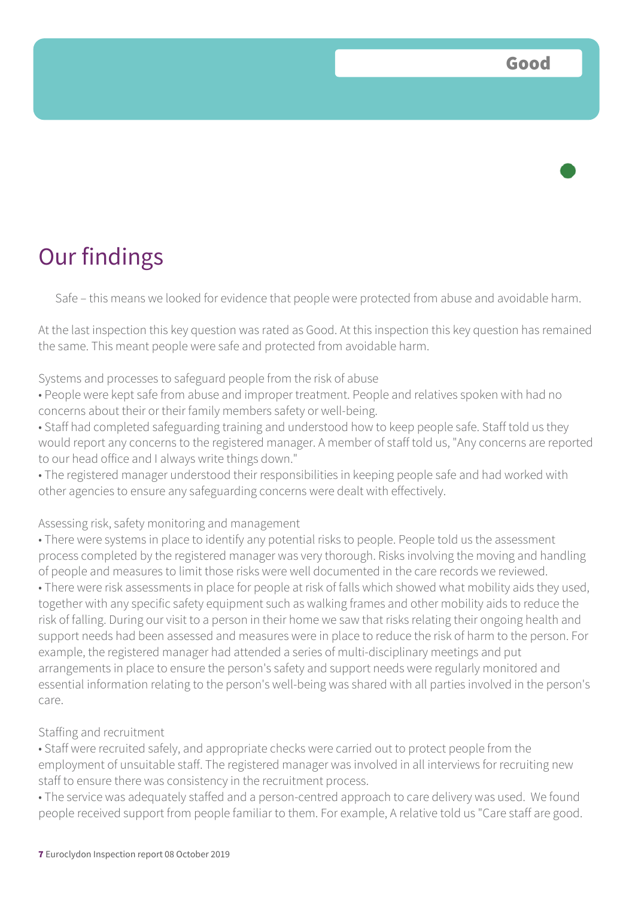**Good**

# Our findings

Safe – this means we looked for evidence that people were protected from abuse and avoidable harm.

At the last inspection this key question was rated as Good. At this inspection this key question has remained the same. This meant people were safe and protected from avoidable harm.

Systems and processes to safeguard people from the risk of abuse

- People were kept safe from abuse and improper treatment. People and relatives spoken with had no concerns about their or their family members safety or well-being.
- Staff had completed safeguarding training and understood how to keep people safe. Staff told us they would report any concerns to the registered manager. A member of staff told us, "Any concerns are reported to our head office and I always write things down."
- The registered manager understood their responsibilities in keeping people safe and had worked with other agencies to ensure any safeguarding concerns were dealt with effectively.

Assessing risk, safety monitoring and management

- There were systems in place to identify any potential risks to people. People told us the assessment process completed by the registered manager was very thorough. Risks involving the moving and handling of people and measures to limit those risks were well documented in the care records we reviewed.
- There were risk assessments in place for people at risk of falls which showed what mobility aids they used, together with any specific safety equipment such as walking frames and other mobility aids to reduce the risk of falling. During our visit to a person in their home we saw that risks relating their ongoing health and support needs had been assessed and measures were in place to reduce the risk of harm to the person. For example, the registered manager had attended a series of multi-disciplinary meetings and put arrangements in place to ensure the person's safety and support needs were regularly monitored and essential information relating to the person's well-being was shared with all parties involved in the person's care.

Staffing and recruitment

- Staff were recruited safely, and appropriate checks were carried out to protect people from the employment of unsuitable staff. The registered manager was involved in all interviews for recruiting new staff to ensure there was consistency in the recruitment process.
- The service was adequately staffed and a person-centred approach to care delivery was used. We found people received support from people familiar to them. For example, A relative told us "Care staff are good.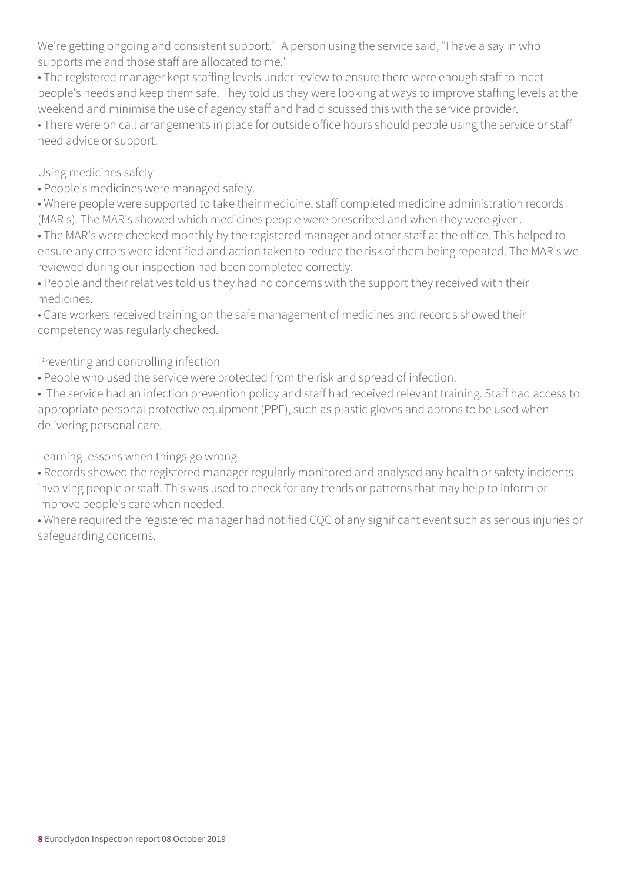We're getting ongoing and consistent support." A person using the service said, "I have a say in who supports me and those staff are allocated to me."

- The registered manager kept staffing levels under review to ensure there were enough staff to meet people's needs and keep them safe. They told us they were looking at ways to improve staffing levels at the weekend and minimise the use of agency staff and had discussed this with the service provider.
- There were on call arrangements in place for outside office hours should people using the service or staff need advice or support.

Using medicines safely

- People's medicines were managed safely.
- Where people were supported to take their medicine, staff completed medicine administration records (MAR's). The MAR's showed which medicines people were prescribed and when they were given.
- The MAR's were checked monthly by the registered manager and other staff at the office. This helped to ensure any errors were identified and action taken to reduce the risk of them being repeated. The MAR's we reviewed during our inspection had been completed correctly.
- People and their relatives told us they had no concerns with the support they received with their medicines.
- Care workers received training on the safe management of medicines and records showed their competency was regularly checked.

Preventing and controlling infection

- People who used the service were protected from the risk and spread of infection.
- The service had an infection prevention policy and staff had received relevant training. Staff had access to appropriate personal protective equipment (PPE), such as plastic gloves and aprons to be used when delivering personal care.

Learning lessons when things go wrong

- Records showed the registered manager regularly monitored and analysed any health or safety incidents involving people or staff. This was used to check for any trends or patterns that may help to inform or improve people's care when needed.
- Where required the registered manager had notified CQC of any significant event such as serious injuries or safeguarding concerns.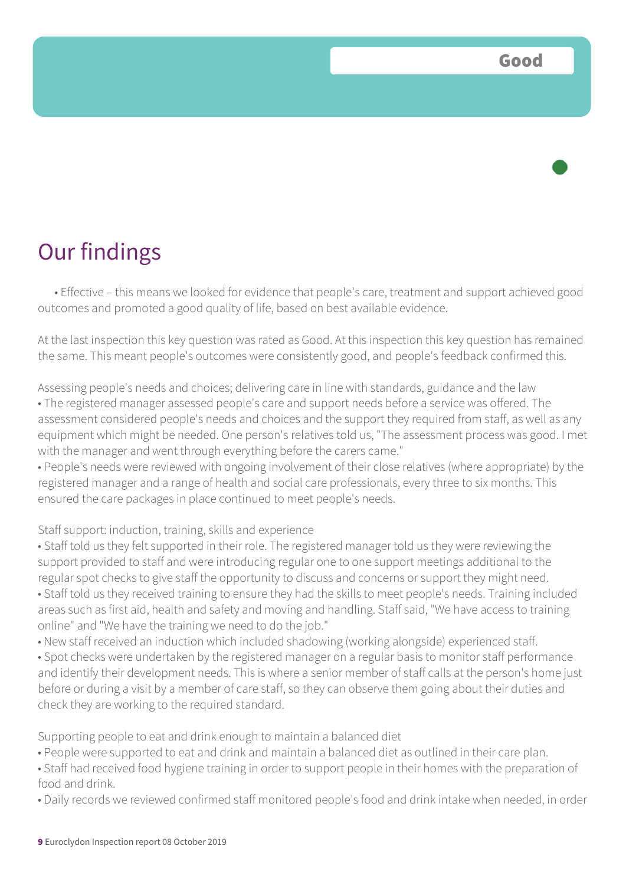**Good**

# Our findings

• Effective – this means we looked for evidence that people's care, treatment and support achieved good outcomes and promoted a good quality of life, based on best available evidence.

At the last inspection this key question was rated as Good. At this inspection this key question has remained the same. This meant people's outcomes were consistently good, and people's feedback confirmed this.

Assessing people's needs and choices; delivering care in line with standards, guidance and the law

- The registered manager assessed people's care and support needs before a service was offered. The assessment considered people's needs and choices and the support they required from staff, as well as any equipment which might be needed. One person's relatives told us, "The assessment process was good. I met with the manager and went through everything before the carers came."
- People's needs were reviewed with ongoing involvement of their close relatives (where appropriate) by the registered manager and a range of health and social care professionals, every three to six months. This ensured the care packages in place continued to meet people's needs.

Staff support: induction, training, skills and experience

- Staff told us they felt supported in their role. The registered manager told us they were reviewing the support provided to staff and were introducing regular one to one support meetings additional to the regular spot checks to give staff the opportunity to discuss and concerns or support they might need.
- Staff told us they received training to ensure they had the skills to meet people's needs. Training included areas such as first aid, health and safety and moving and handling. Staff said, "We have access to training online" and "We have the training we need to do the job."
- New staff received an induction which included shadowing (working alongside) experienced staff.
- Spot checks were undertaken by the registered manager on a regular basis to monitor staff performance and identify their development needs. This is where a senior member of staff calls at the person's home just before or during a visit by a member of care staff, so they can observe them going about their duties and check they are working to the required standard.

Supporting people to eat and drink enough to maintain a balanced diet

- People were supported to eat and drink and maintain a balanced diet as outlined in their care plan.
- Staff had received food hygiene training in order to support people in their homes with the preparation of food and drink.
- Daily records we reviewed confirmed staff monitored people's food and drink intake when needed, in order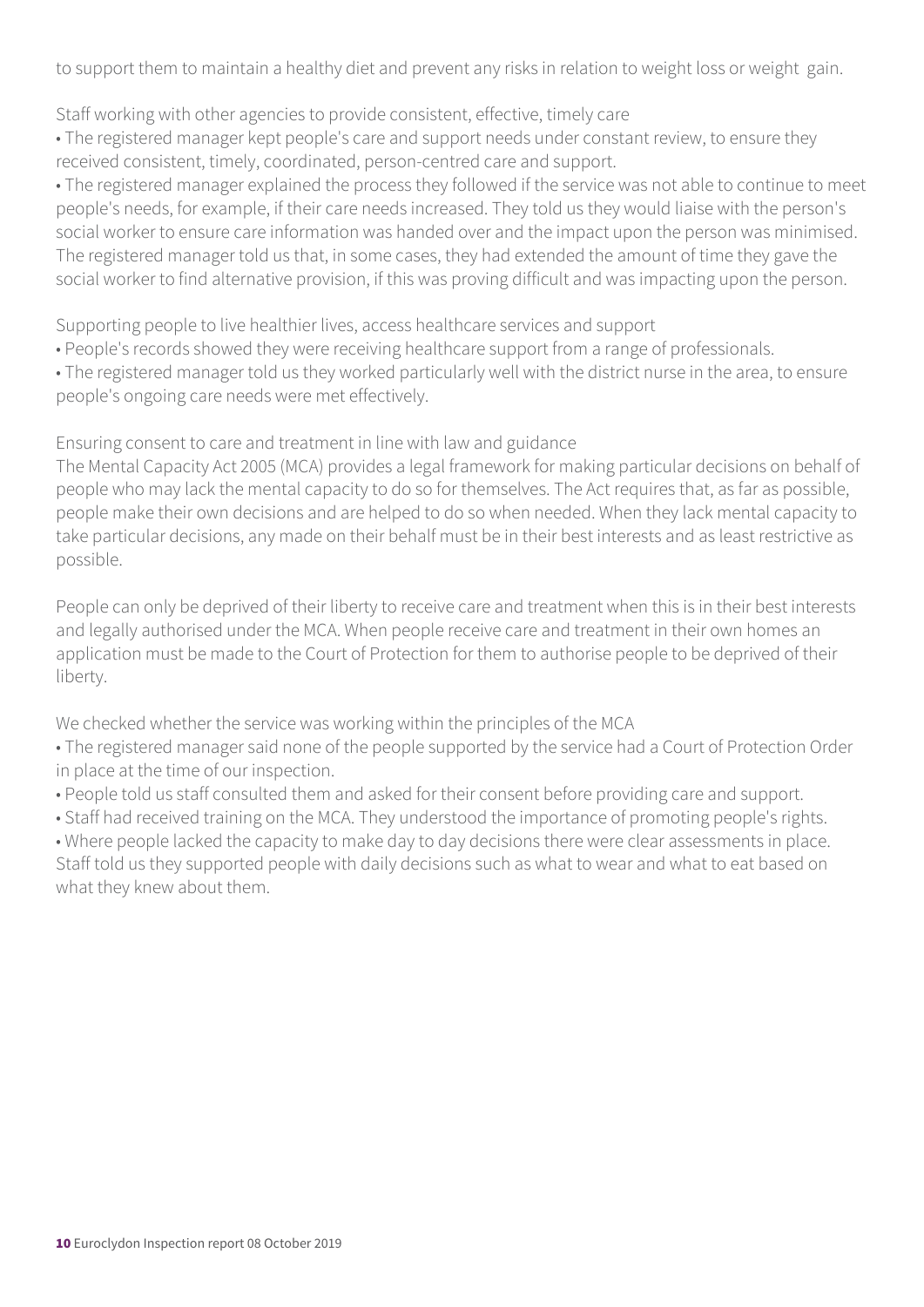to support them to maintain a healthy diet and prevent any risks in relation to weight loss or weight gain.

Staff working with other agencies to provide consistent, effective, timely care

- The registered manager kept people's care and support needs under constant review, to ensure they received consistent, timely, coordinated, person-centred care and support.
- The registered manager explained the process they followed if the service was not able to continue to meet people's needs, for example, if their care needs increased. They told us they would liaise with the person's social worker to ensure care information was handed over and the impact upon the person was minimised. The registered manager told us that, in some cases, they had extended the amount of time they gave the social worker to find alternative provision, if this was proving difficult and was impacting upon the person.

Supporting people to live healthier lives, access healthcare services and support

- People's records showed they were receiving healthcare support from a range of professionals.
- The registered manager told us they worked particularly well with the district nurse in the area, to ensure people's ongoing care needs were met effectively.

Ensuring consent to care and treatment in line with law and guidance

The Mental Capacity Act 2005 (MCA) provides a legal framework for making particular decisions on behalf of people who may lack the mental capacity to do so for themselves. The Act requires that, as far as possible, people make their own decisions and are helped to do so when needed. When they lack mental capacity to take particular decisions, any made on their behalf must be in their best interests and as least restrictive as possible.

People can only be deprived of their liberty to receive care and treatment when this is in their best interests and legally authorised under the MCA. When people receive care and treatment in their own homes an application must be made to the Court of Protection for them to authorise people to be deprived of their liberty.

We checked whether the service was working within the principles of the MCA

- The registered manager said none of the people supported by the service had a Court of Protection Order in place at the time of our inspection.
- People told us staff consulted them and asked for their consent before providing care and support.
- Staff had received training on the MCA. They understood the importance of promoting people's rights.
- Where people lacked the capacity to make day to day decisions there were clear assessments in place. Staff told us they supported people with daily decisions such as what to wear and what to eat based on what they knew about them.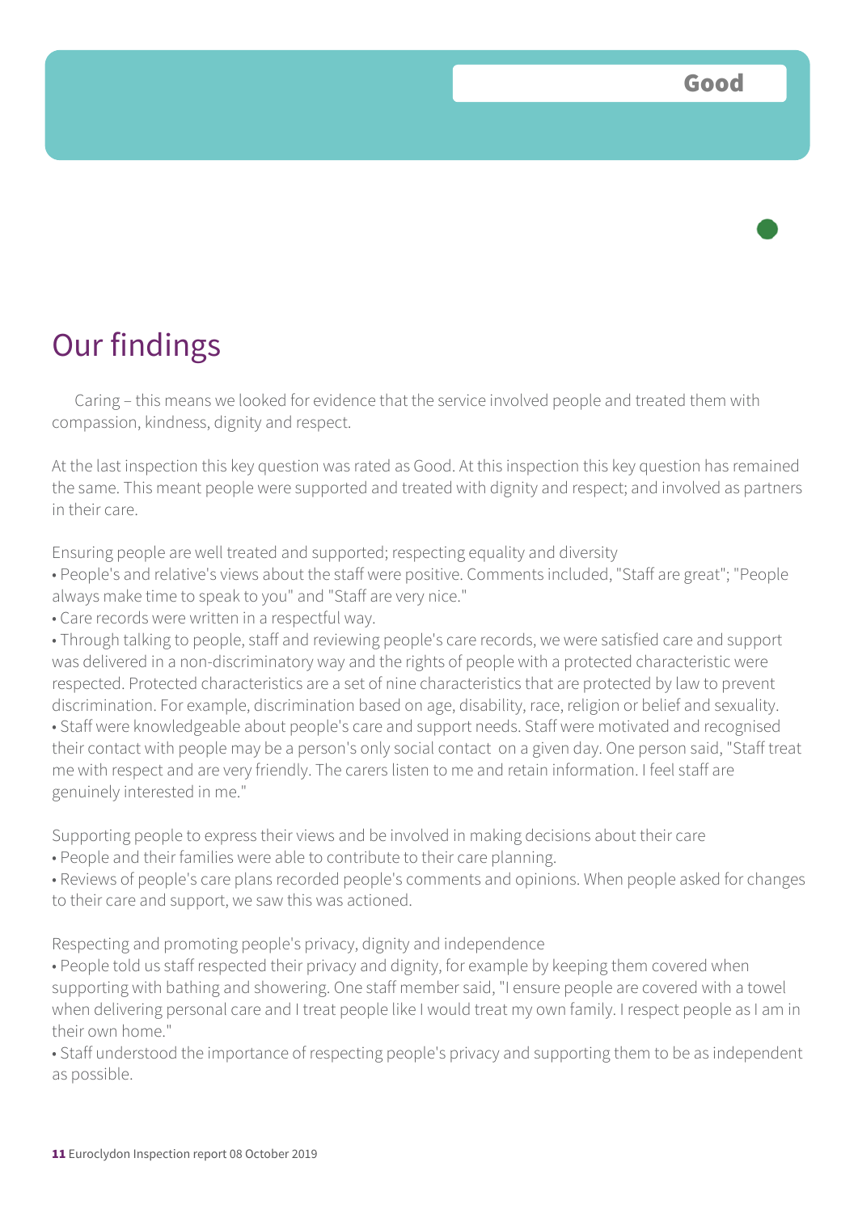**Good**

# Our findings

Caring – this means we looked for evidence that the service involved people and treated them with compassion, kindness, dignity and respect.

At the last inspection this key question was rated as Good. At this inspection this key question has remained the same. This meant people were supported and treated with dignity and respect; and involved as partners in their care.

Ensuring people are well treated and supported; respecting equality and diversity

- People's and relative's views about the staff were positive. Comments included, "Staff are great"; "People always make time to speak to you" and "Staff are very nice."
- Care records were written in a respectful way.
- Through talking to people, staff and reviewing people's care records, we were satisfied care and support was delivered in a non-discriminatory way and the rights of people with a protected characteristic were respected. Protected characteristics are a set of nine characteristics that are protected by law to prevent discrimination. For example, discrimination based on age, disability, race, religion or belief and sexuality.
- Staff were knowledgeable about people's care and support needs. Staff were motivated and recognised their contact with people may be a person's only social contact on a given day. One person said, "Staff treat me with respect and are very friendly. The carers listen to me and retain information. I feel staff are genuinely interested in me."

Supporting people to express their views and be involved in making decisions about their care

- People and their families were able to contribute to their care planning.
- Reviews of people's care plans recorded people's comments and opinions. When people asked for changes to their care and support, we saw this was actioned.

Respecting and promoting people's privacy, dignity and independence

- People told us staff respected their privacy and dignity, for example by keeping them covered when supporting with bathing and showering. One staff member said, "I ensure people are covered with a towel when delivering personal care and I treat people like I would treat my own family. I respect people as I am in their own home."
- Staff understood the importance of respecting people's privacy and supporting them to be as independent as possible.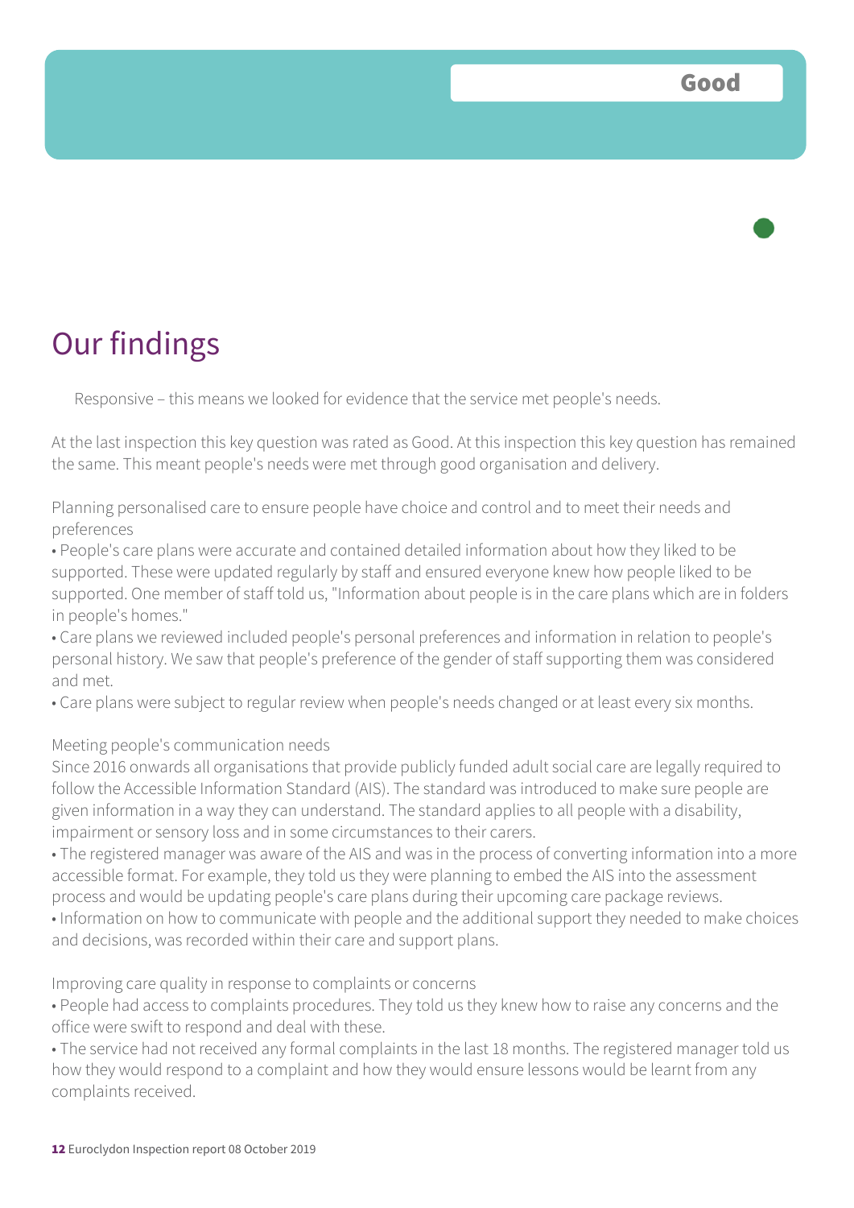**Good**

# Our findings

Responsive – this means we looked for evidence that the service met people's needs.

At the last inspection this key question was rated as Good. At this inspection this key question has remained the same. This meant people's needs were met through good organisation and delivery.

Planning personalised care to ensure people have choice and control and to meet their needs and preferences

- People's care plans were accurate and contained detailed information about how they liked to be supported. These were updated regularly by staff and ensured everyone knew how people liked to be supported. One member of staff told us, "Information about people is in the care plans which are in folders in people's homes."
- Care plans we reviewed included people's personal preferences and information in relation to people's personal history. We saw that people's preference of the gender of staff supporting them was considered and met.
- Care plans were subject to regular review when people's needs changed or at least every six months.

Meeting people's communication needs

Since 2016 onwards all organisations that provide publicly funded adult social care are legally required to follow the Accessible Information Standard (AIS). The standard was introduced to make sure people are given information in a way they can understand. The standard applies to all people with a disability, impairment or sensory loss and in some circumstances to their carers.

- The registered manager was aware of the AIS and was in the process of converting information into a more accessible format. For example, they told us they were planning to embed the AIS into the assessment process and would be updating people's care plans during their upcoming care package reviews.
- Information on how to communicate with people and the additional support they needed to make choices and decisions, was recorded within their care and support plans.

Improving care quality in response to complaints or concerns

- People had access to complaints procedures. They told us they knew how to raise any concerns and the office were swift to respond and deal with these.
- The service had not received any formal complaints in the last 18 months. The registered manager told us how they would respond to a complaint and how they would ensure lessons would be learnt from any complaints received.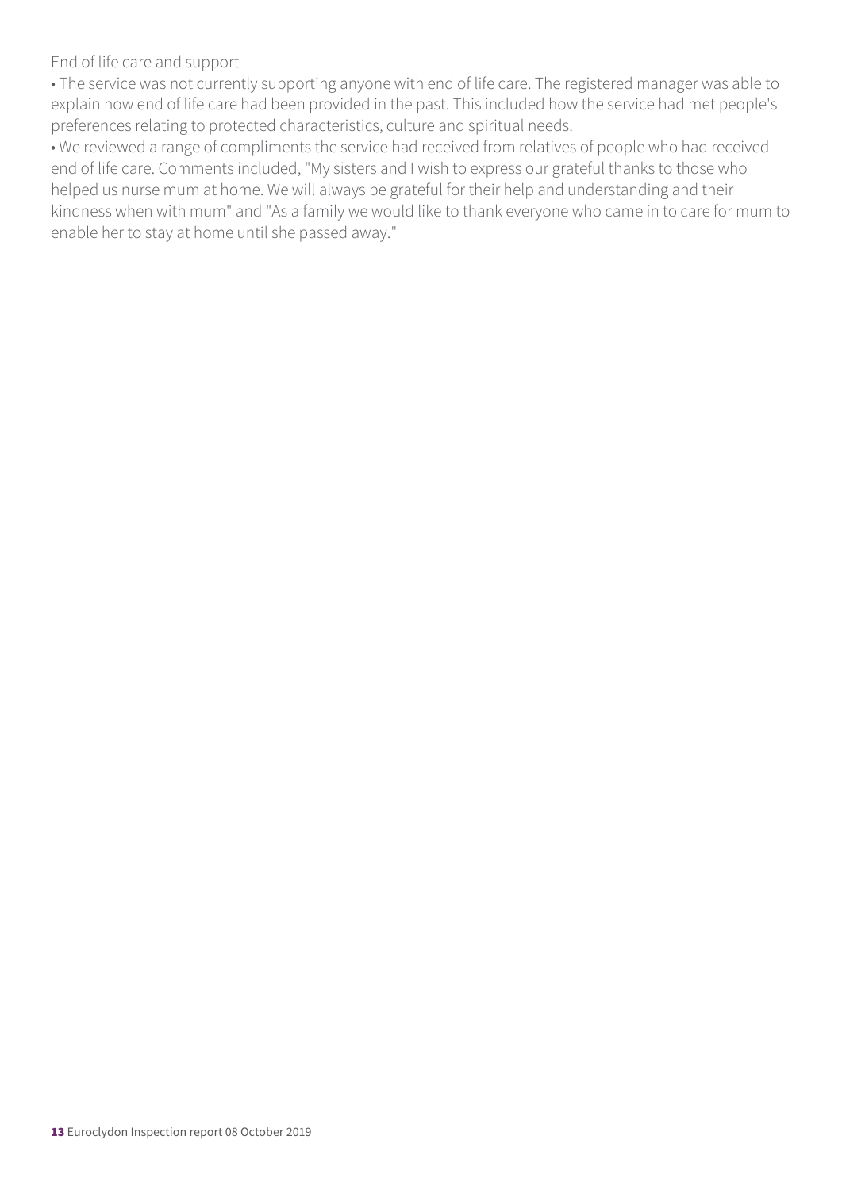End of life care and support

- The service was not currently supporting anyone with end of life care. The registered manager was able to explain how end of life care had been provided in the past. This included how the service had met people's preferences relating to protected characteristics, culture and spiritual needs.
- We reviewed a range of compliments the service had received from relatives of people who had received end of life care. Comments included, "My sisters and I wish to express our grateful thanks to those who helped us nurse mum at home. We will always be grateful for their help and understanding and their kindness when with mum" and "As a family we would like to thank everyone who came in to care for mum to enable her to stay at home until she passed away."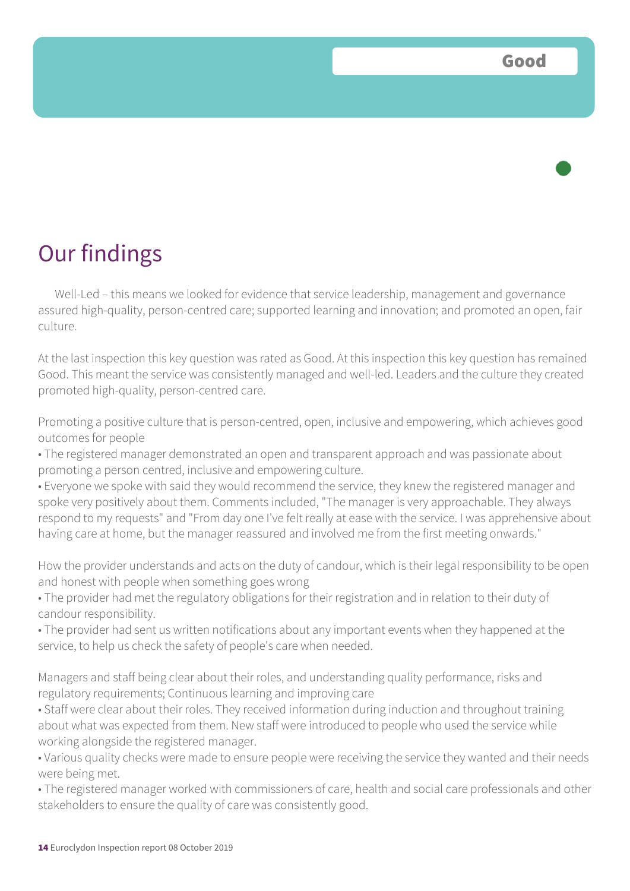**Good**

# Our findings

Well-Led – this means we looked for evidence that service leadership, management and governance assured high-quality, person-centred care; supported learning and innovation; and promoted an open, fair culture.

At the last inspection this key question was rated as Good. At this inspection this key question has remained Good. This meant the service was consistently managed and well-led. Leaders and the culture they created promoted high-quality, person-centred care.

Promoting a positive culture that is person-centred, open, inclusive and empowering, which achieves good outcomes for people

- The registered manager demonstrated an open and transparent approach and was passionate about promoting a person centred, inclusive and empowering culture.
- Everyone we spoke with said they would recommend the service, they knew the registered manager and spoke very positively about them. Comments included, "The manager is very approachable. They always respond to my requests" and "From day one I've felt really at ease with the service. I was apprehensive about having care at home, but the manager reassured and involved me from the first meeting onwards."

How the provider understands and acts on the duty of candour, which is their legal responsibility to be open and honest with people when something goes wrong

- The provider had met the regulatory obligations for their registration and in relation to their duty of candour responsibility.
- The provider had sent us written notifications about any important events when they happened at the service, to help us check the safety of people's care when needed.

Managers and staff being clear about their roles, and understanding quality performance, risks and regulatory requirements; Continuous learning and improving care

- Staff were clear about their roles. They received information during induction and throughout training about what was expected from them. New staff were introduced to people who used the service while working alongside the registered manager.
- Various quality checks were made to ensure people were receiving the service they wanted and their needs were being met.
- The registered manager worked with commissioners of care, health and social care professionals and other stakeholders to ensure the quality of care was consistently good.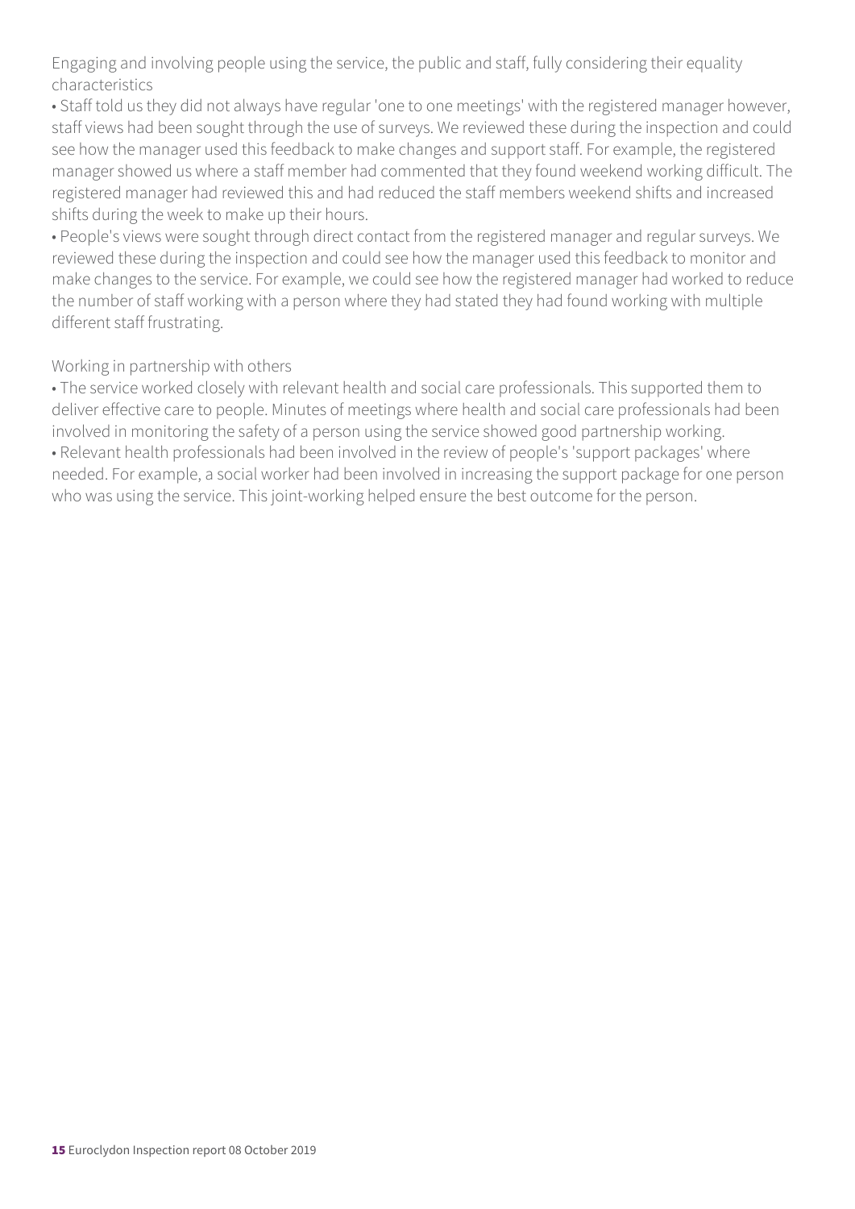### Engaging and involving people using the service, the public and staff, fully considering their equality characteristics

- Staff told us they did not always have regular 'one to one meetings' with the registered manager however, staff views had been sought through the use of surveys. We reviewed these during the inspection and could see how the manager used this feedback to make changes and support staff. For example, the registered manager showed us where a staff member had commented that they found weekend working difficult. The registered manager had reviewed this and had reduced the staff members weekend shifts and increased shifts during the week to make up their hours.
- People's views were sought through direct contact from the registered manager and regular surveys. We reviewed these during the inspection and could see how the manager used this feedback to monitor and make changes to the service. For example, we could see how the registered manager had worked to reduce the number of staff working with a person where they had stated they had found working with multiple different staff frustrating.

### Working in partnership with others

- The service worked closely with relevant health and social care professionals. This supported them to deliver effective care to people. Minutes of meetings where health and social care professionals had been involved in monitoring the safety of a person using the service showed good partnership working.
- Relevant health professionals had been involved in the review of people's 'support packages' where needed. For example, a social worker had been involved in increasing the support package for one person who was using the service. This joint-working helped ensure the best outcome for the person.